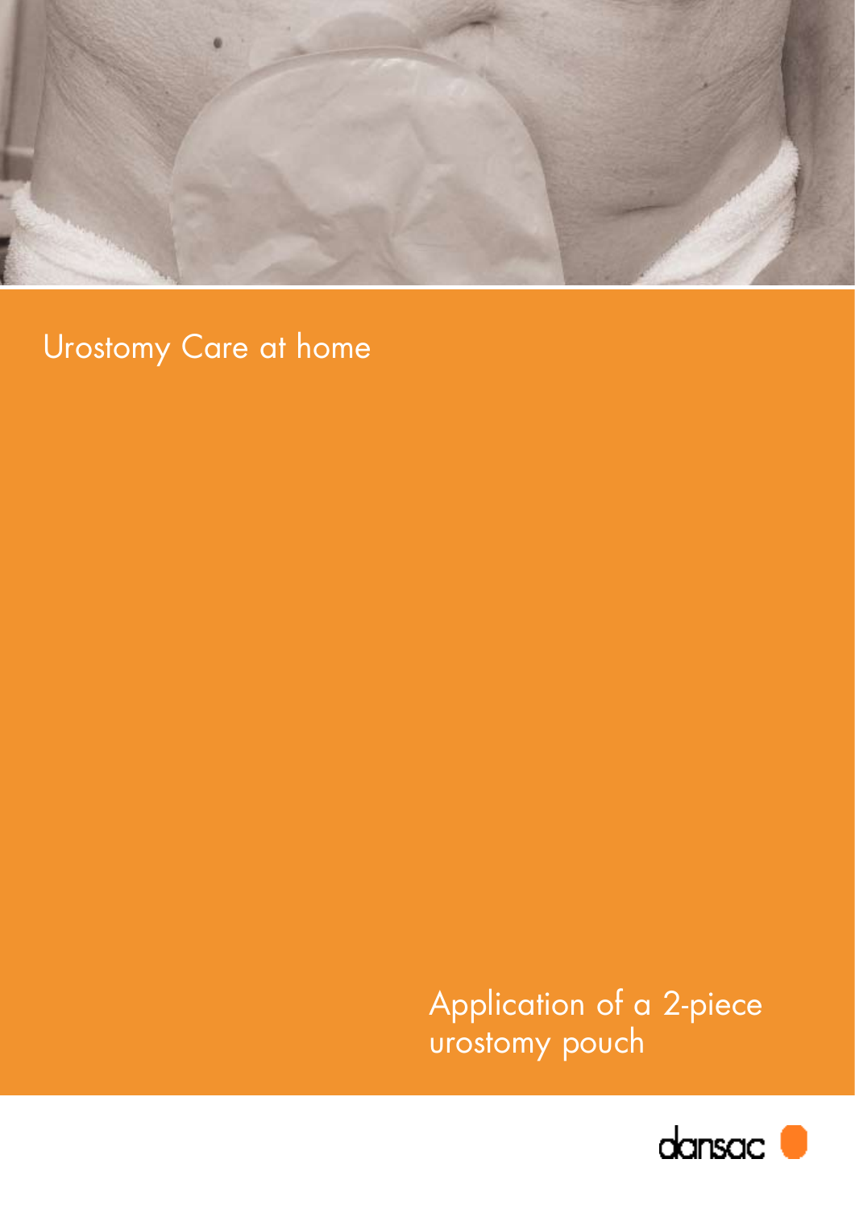# Urostomy Care at home

## Application of a 2-piece urostomy pouch

dansac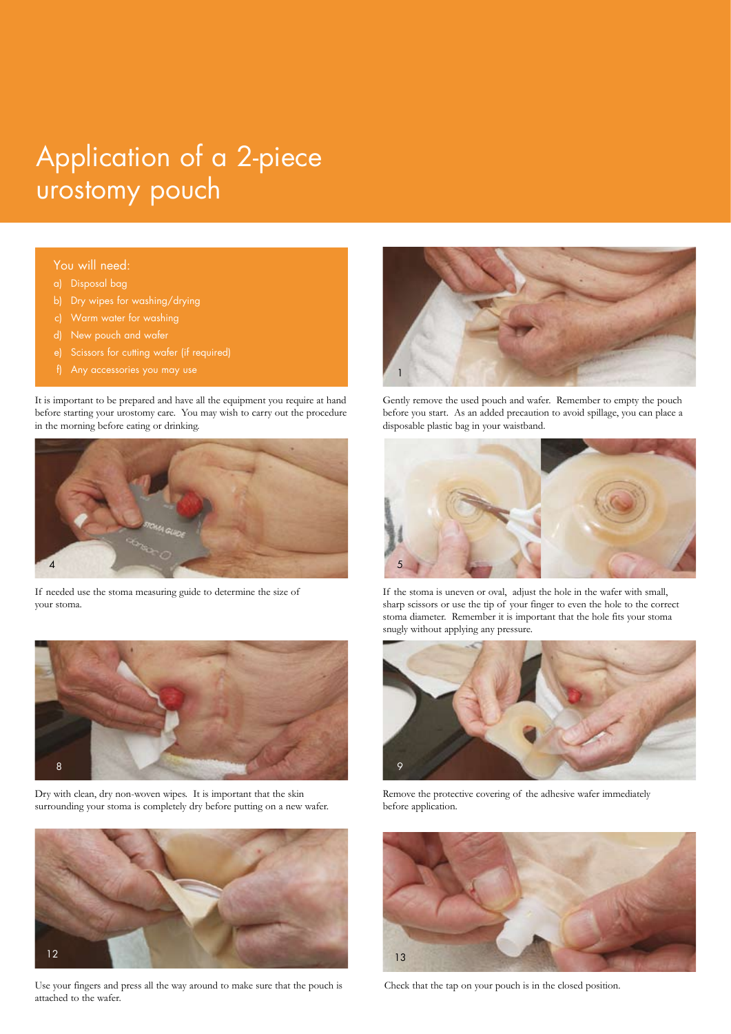# Application of a 2-piece urostomy pouch

You will need:

a) Disposal bag
b) Dry wipes for washing/drying
c) Warm water for washing
d) New pouch and wafer
e) Scissors for cutting wafer (if required)
f) Any accessories you may use

It is important to be prepared and have all the equipment you require at hand before starting your urostomy care. You may wish to carry out the procedure in the morning before eating or drinking.

1

Gently remove the used pouch and wafer. Remember to empty the pouch before you start. As an added precaution to avoid spillage, you can place a disposable plastic bag in your waistband.

4

If needed use the stoma measuring guide to determine the size of your stoma.

5

If the stoma is uneven or oval, adjust the hole in the wafer with small, sharp scissors or use the tip of your finger to even the hole to the correct stoma diameter. Remember it is important that the hole fits your stoma snugly without applying any pressure.

8

Dry with clean, dry non-woven wipes. It is important that the skin surrounding your stoma is completely dry before putting on a new wafer.

9

Remove the protective covering of the adhesive wafer immediately before application.

12

Use your fingers and press all the way around to make sure that the pouch is attached to the wafer.

13

Check that the tap on your pouch is in the closed position.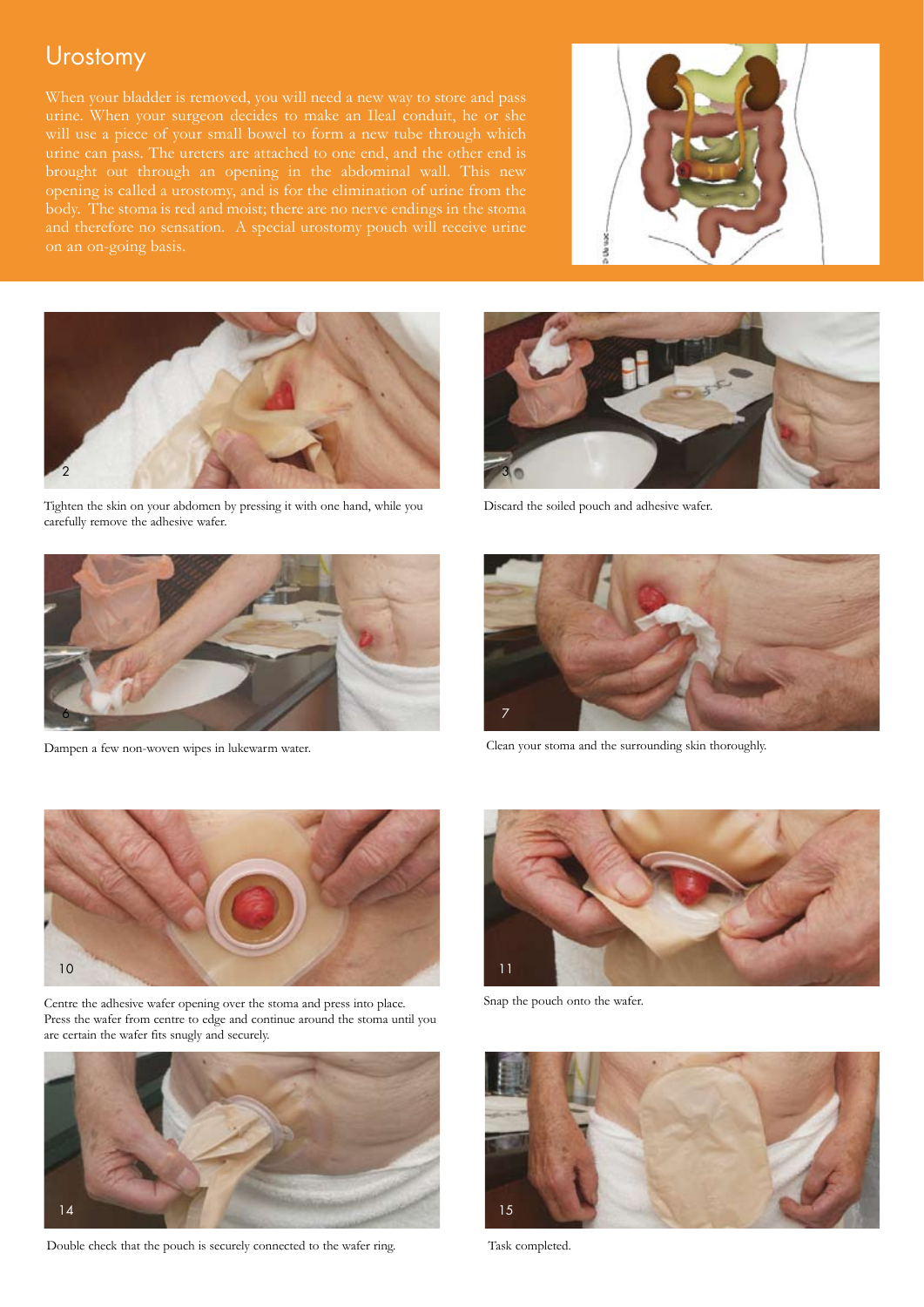# Urostomy

When your bladder is removed, you will need a new way to store and pass urine. When your surgeon decides to make an Ileal conduit, he or she will use a piece of your small bowel to form a new tube through which urine can pass. The ureters are attached to one end, and the other end is brought out through an opening in the abdominal wall. This new opening is called a urostomy, and is for the elimination of urine from the body. The stoma is red and moist; there are no nerve endings in the stoma and therefore no sensation. A special urostomy pouch will receive urine on an on-going basis.

2 — Tighten the skin on your abdomen by pressing it with one hand, while you carefully remove the adhesive wafer.

3 — Discard the soiled pouch and adhesive wafer.

6 — Dampen a few non-woven wipes in lukewarm water.

7 — Clean your stoma and the surrounding skin thoroughly.

10 — Centre the adhesive wafer opening over the stoma and press into place. Press the wafer from centre to edge and continue around the stoma until you are certain the wafer fits snugly and securely.

11 — Snap the pouch onto the wafer.

14 — Double check that the pouch is securely connected to the wafer ring.

15 — Task completed.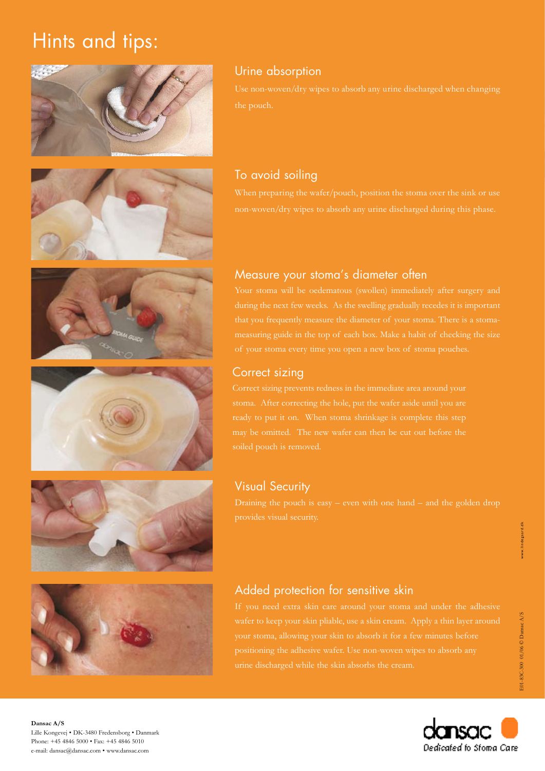# Hints and tips:

## Urine absorption

Use non-woven/dry wipes to absorb any urine discharged when changing the pouch.

## To avoid soiling

When preparing the wafer/pouch, position the stoma over the sink or use non-woven/dry wipes to absorb any urine discharged during this phase.

## Measure your stoma's diameter often

Your stoma will be oedematous (swollen) immediately after surgery and during the next few weeks. As the swelling gradually recedes it is important that you frequently measure the diameter of your stoma. There is a stoma-measuring guide in the top of each box. Make a habit of checking the size of your stoma every time you open a new box of stoma pouches.

## Correct sizing

Correct sizing prevents redness in the immediate area around your stoma. After correcting the hole, put the wafer aside until you are ready to put it on. When stoma shrinkage is complete this step may be omitted. The new wafer can then be cut out before the soiled pouch is removed.

## Visual Security

Draining the pouch is easy – even with one hand – and the golden drop provides visual security.

## Added protection for sensitive skin

If you need extra skin care around your stoma and under the adhesive wafer to keep your skin pliable, use a skin cream. Apply a thin layer around your stoma, allowing your skin to absorb it for a few minutes before positioning the adhesive wafer. Use non-woven wipes to absorb any urine discharged while the skin absorbs the cream.

www.lindegaard.dk

E01-83C-300 01/06 © Dansac A/S

**Dansac A/S**
Lille Kongevej • DK-3480 Fredensborg • Danmark
Phone: +45 4846 5000 • Fax: +45 4846 5010
e-mail: dansac@dansac.com • www.dansac.com

dansac
Dedicated to Stoma Care